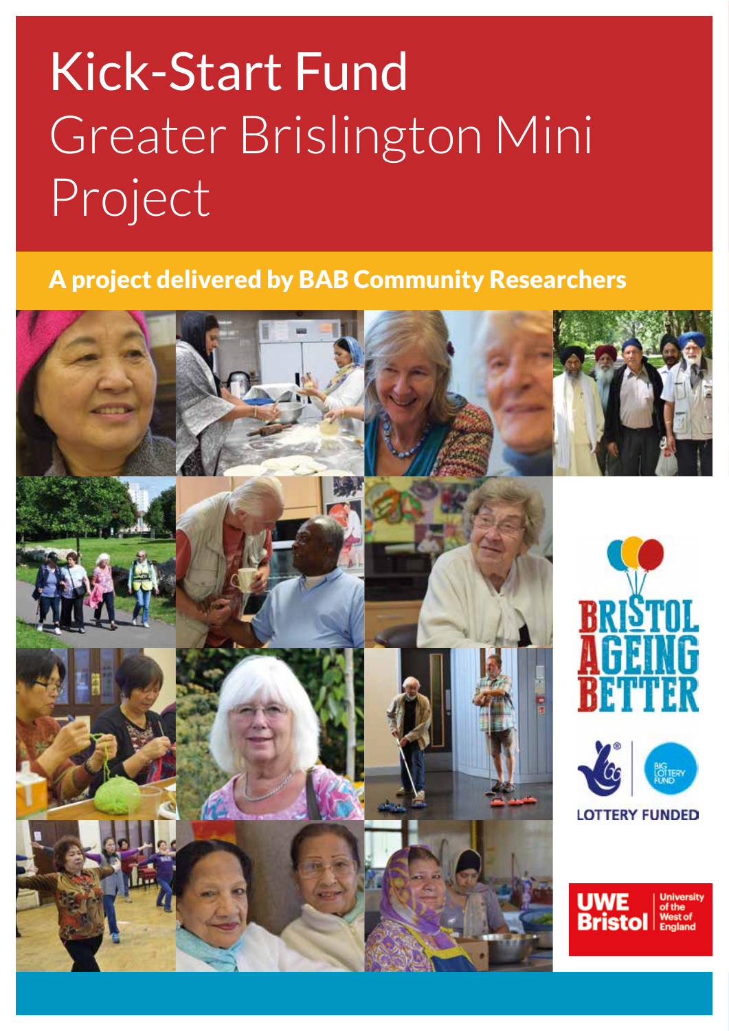# Kick-Start Fund Greater Brislington Mini Project

**A project delivered by BAB Community Researchers**

BRISTOL AGEING BETTER

LOTTERY FUNDED

UWE Bristol University of the West of England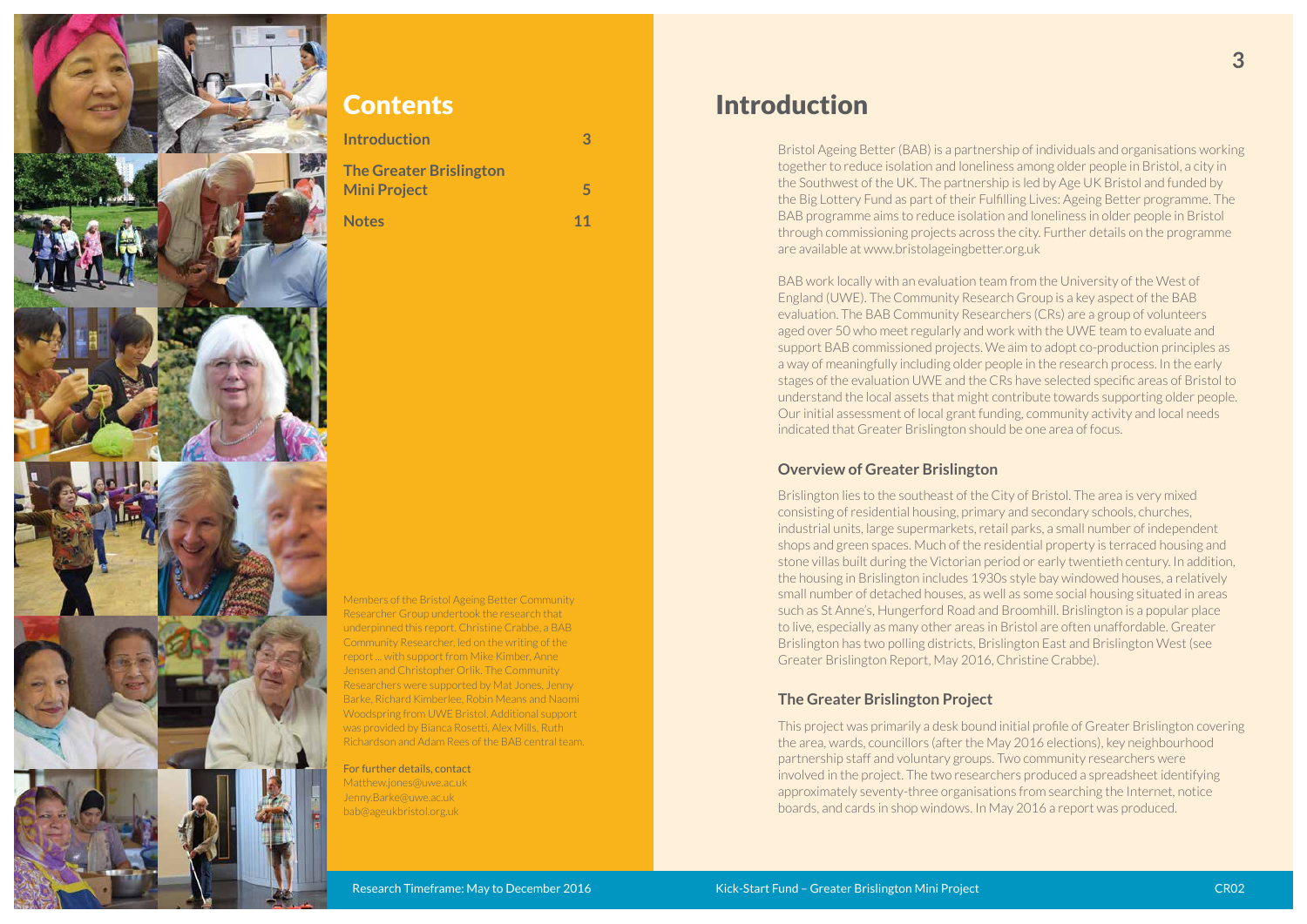# Contents

| | |
|---|---|
| **Introduction** | **3** |
| **The Greater Brislington Mini Project** | **5** |
| **Notes** | **11** |

Members of the Bristol Ageing Better Community Researcher Group undertook the research that underpinned this report. Christine Crabbe, a BAB Community Researcher, led on the writing of the report ... with support from Mike Kimber, Anne Jensen and Christopher Orlik. The Community Researchers were supported by Mat Jones, Jenny Barke, Richard Kimberlee, Robin Means and Naomi Woodspring from UWE Bristol. Additional support was provided by Bianca Rosetti, Alex Mills, Ruth Richardson and Adam Rees of the BAB central team.

For further details, contact
Matthew.jones@uwe.ac.uk
Jenny.Barke@uwe.ac.uk
bab@ageukbristol.org.uk

Research Timeframe: May to December 2016

# Introduction

Bristol Ageing Better (BAB) is a partnership of individuals and organisations working together to reduce isolation and loneliness among older people in Bristol, a city in the Southwest of the UK. The partnership is led by Age UK Bristol and funded by the Big Lottery Fund as part of their Fulfilling Lives: Ageing Better programme. The BAB programme aims to reduce isolation and loneliness in older people in Bristol through commissioning projects across the city. Further details on the programme are available at www.bristolageingbetter.org.uk

BAB work locally with an evaluation team from the University of the West of England (UWE). The Community Research Group is a key aspect of the BAB evaluation. The BAB Community Researchers (CRs) are a group of volunteers aged over 50 who meet regularly and work with the UWE team to evaluate and support BAB commissioned projects. We aim to adopt co-production principles as a way of meaningfully including older people in the research process. In the early stages of the evaluation UWE and the CRs have selected specific areas of Bristol to understand the local assets that might contribute towards supporting older people. Our initial assessment of local grant funding, community activity and local needs indicated that Greater Brislington should be one area of focus.

### Overview of Greater Brislington

Brislington lies to the southeast of the City of Bristol. The area is very mixed consisting of residential housing, primary and secondary schools, churches, industrial units, large supermarkets, retail parks, a small number of independent shops and green spaces. Much of the residential property is terraced housing and stone villas built during the Victorian period or early twentieth century. In addition, the housing in Brislington includes 1930s style bay windowed houses, a relatively small number of detached houses, as well as some social housing situated in areas such as St Anne's, Hungerford Road and Broomhill. Brislington is a popular place to live, especially as many other areas in Bristol are often unaffordable. Greater Brislington has two polling districts, Brislington East and Brislington West (see Greater Brislington Report, May 2016, Christine Crabbe).

### The Greater Brislington Project

This project was primarily a desk bound initial profile of Greater Brislington covering the area, wards, councillors (after the May 2016 elections), key neighbourhood partnership staff and voluntary groups. Two community researchers were involved in the project. The two researchers produced a spreadsheet identifying approximately seventy-three organisations from searching the Internet, notice boards, and cards in shop windows. In May 2016 a report was produced.

Kick-Start Fund – Greater Brislington Mini Project CR02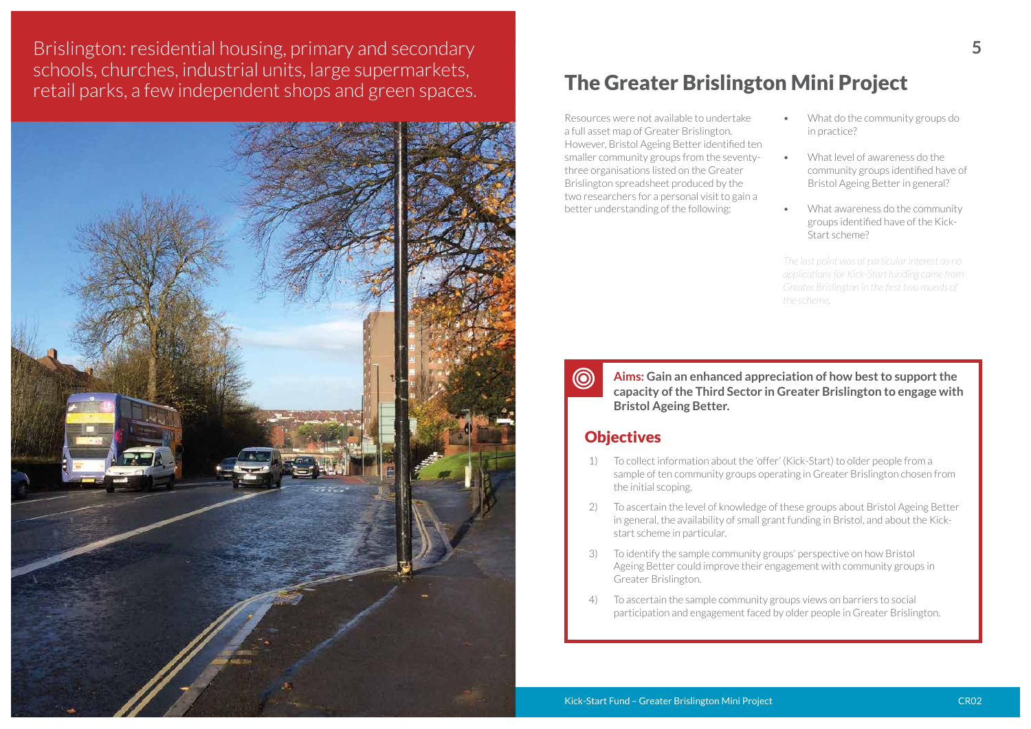Brislington: residential housing, primary and secondary schools, churches, industrial units, large supermarkets, retail parks, a few independent shops and green spaces.

# The Greater Brislington Mini Project

Resources were not available to undertake a full asset map of Greater Brislington. However, Bristol Ageing Better identified ten smaller community groups from the seventy-three organisations listed on the Greater Brislington spreadsheet produced by the two researchers for a personal visit to gain a better understanding of the following:

- What do the community groups do in practice?
- What level of awareness do the community groups identified have of Bristol Ageing Better in general?
- What awareness do the community groups identified have of the Kick-Start scheme?

*The last point was of particular interest as no applications for Kick-Start funding came from Greater Brislington in the first two rounds of the scheme.*

**Aims: Gain an enhanced appreciation of how best to support the capacity of the Third Sector in Greater Brislington to engage with Bristol Ageing Better.**

## Objectives

1) To collect information about the 'offer' (Kick-Start) to older people from a sample of ten community groups operating in Greater Brislington chosen from the initial scoping.
2) To ascertain the level of knowledge of these groups about Bristol Ageing Better in general, the availability of small grant funding in Bristol, and about the Kick-start scheme in particular.
3) To identify the sample community groups' perspective on how Bristol Ageing Better could improve their engagement with community groups in Greater Brislington.
4) To ascertain the sample community groups views on barriers to social participation and engagement faced by older people in Greater Brislington.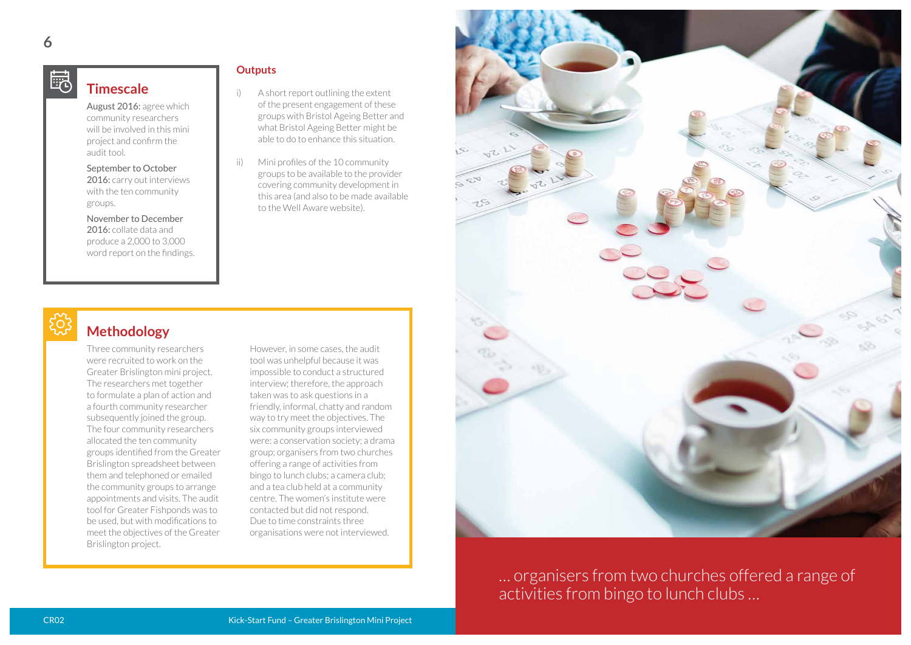## Timescale

**August 2016:** agree which community researchers will be involved in this mini project and confirm the audit tool.

**September to October 2016:** carry out interviews with the ten community groups.

**November to December 2016:** collate data and produce a 2,000 to 3,000 word report on the findings.

## Outputs

i) A short report outlining the extent of the present engagement of these groups with Bristol Ageing Better and what Bristol Ageing Better might be able to do to enhance this situation.

ii) Mini profiles of the 10 community groups to be available to the provider covering community development in this area (and also to be made available to the Well Aware website).

## Methodology

Three community researchers were recruited to work on the Greater Brislington mini project. The researchers met together to formulate a plan of action and a fourth community researcher subsequently joined the group. The four community researchers allocated the ten community groups identified from the Greater Brislington spreadsheet between them and telephoned or emailed the community groups to arrange appointments and visits. The audit tool for Greater Fishponds was to be used, but with modifications to meet the objectives of the Greater Brislington project.

However, in some cases, the audit tool was unhelpful because it was impossible to conduct a structured interview; therefore, the approach taken was to ask questions in a friendly, informal, chatty and random way to try meet the objectives. The six community groups interviewed were: a conservation society; a drama group; organisers from two churches offering a range of activities from bingo to lunch clubs; a camera club; and a tea club held at a community centre. The women's institute were contacted but did not respond. Due to time constraints three organisations were not interviewed.

… organisers from two churches offered a range of activities from bingo to lunch clubs …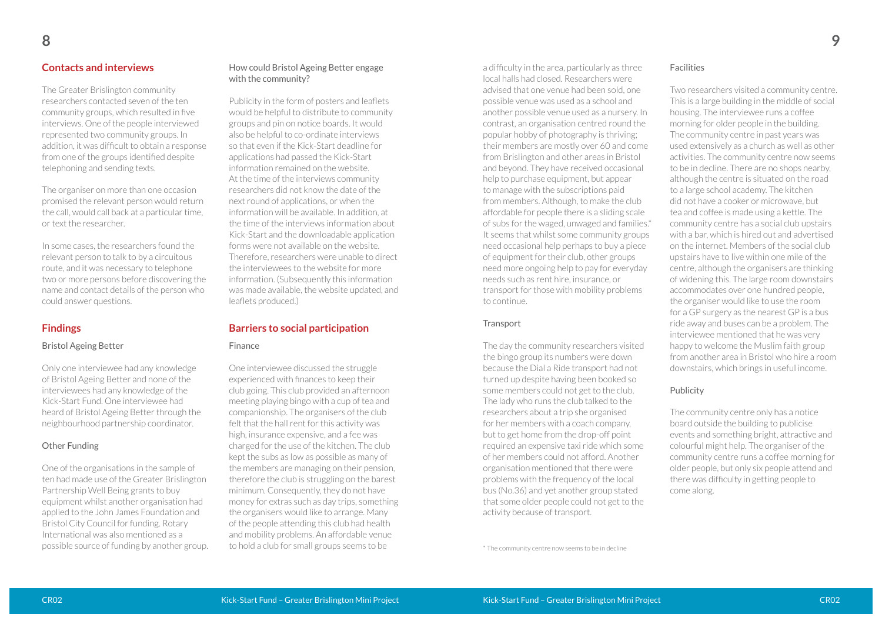## Contacts and interviews

The Greater Brislington community researchers contacted seven of the ten community groups, which resulted in five interviews. One of the people interviewed represented two community groups. In addition, it was difficult to obtain a response from one of the groups identified despite telephoning and sending texts.

The organiser on more than one occasion promised the relevant person would return the call, would call back at a particular time, or text the researcher.

In some cases, the researchers found the relevant person to talk to by a circuitous route, and it was necessary to telephone two or more persons before discovering the name and contact details of the person who could answer questions.

## Findings

### Bristol Ageing Better

Only one interviewee had any knowledge of Bristol Ageing Better and none of the interviewees had any knowledge of the Kick-Start Fund. One interviewee had heard of Bristol Ageing Better through the neighbourhood partnership coordinator.

### Other Funding

One of the organisations in the sample of ten had made use of the Greater Brislington Partnership Well Being grants to buy equipment whilst another organisation had applied to the John James Foundation and Bristol City Council for funding. Rotary International was also mentioned as a possible source of funding by another group.

### How could Bristol Ageing Better engage with the community?

Publicity in the form of posters and leaflets would be helpful to distribute to community groups and pin on notice boards. It would also be helpful to co-ordinate interviews so that even if the Kick-Start deadline for applications had passed the Kick-Start information remained on the website. At the time of the interviews community researchers did not know the date of the next round of applications, or when the information will be available. In addition, at the time of the interviews information about Kick-Start and the downloadable application forms were not available on the website. Therefore, researchers were unable to direct the interviewees to the website for more information. (Subsequently this information was made available, the website updated, and leaflets produced.)

## Barriers to social participation

### Finance

One interviewee discussed the struggle experienced with finances to keep their club going. This club provided an afternoon meeting playing bingo with a cup of tea and companionship. The organisers of the club felt that the hall rent for this activity was high, insurance expensive, and a fee was charged for the use of the kitchen. The club kept the subs as low as possible as many of the members are managing on their pension, therefore the club is struggling on the barest minimum. Consequently, they do not have money for extras such as day trips, something the organisers would like to arrange. Many of the people attending this club had health and mobility problems. An affordable venue to hold a club for small groups seems to be a difficulty in the area, particularly as three local halls had closed. Researchers were advised that one venue had been sold, one possible venue was used as a school and another possible venue used as a nursery. In contrast, an organisation centred round the popular hobby of photography is thriving; their members are mostly over 60 and come from Brislington and other areas in Bristol and beyond. They have received occasional help to purchase equipment, but appear to manage with the subscriptions paid from members. Although, to make the club affordable for people there is a sliding scale of subs for the waged, unwaged and families.* It seems that whilst some community groups need occasional help perhaps to buy a piece of equipment for their club, other groups need more ongoing help to pay for everyday needs such as rent hire, insurance, or transport for those with mobility problems to continue.

### Transport

The day the community researchers visited the bingo group its numbers were down because the Dial a Ride transport had not turned up despite having been booked so some members could not get to the club. The lady who runs the club talked to the researchers about a trip she organised for her members with a coach company, but to get home from the drop-off point required an expensive taxi ride which some of her members could not afford. Another organisation mentioned that there were problems with the frequency of the local bus (No.36) and yet another group stated that some older people could not get to the activity because of transport.

### Facilities

Two researchers visited a community centre. This is a large building in the middle of social housing. The interviewee runs a coffee morning for older people in the building. The community centre in past years was used extensively as a church as well as other activities. The community centre now seems to be in decline. There are no shops nearby, although the centre is situated on the road to a large school academy. The kitchen did not have a cooker or microwave, but tea and coffee is made using a kettle. The community centre has a social club upstairs with a bar, which is hired out and advertised on the internet. Members of the social club upstairs have to live within one mile of the centre, although the organisers are thinking of widening this. The large room downstairs accommodates over one hundred people, the organiser would like to use the room for a GP surgery as the nearest GP is a bus ride away and buses can be a problem. The interviewee mentioned that he was very happy to welcome the Muslim faith group from another area in Bristol who hire a room downstairs, which brings in useful income.

### Publicity

The community centre only has a notice board outside the building to publicise events and something bright, attractive and colourful might help. The organiser of the community centre runs a coffee morning for older people, but only six people attend and there was difficulty in getting people to come along.

* The community centre now seems to be in decline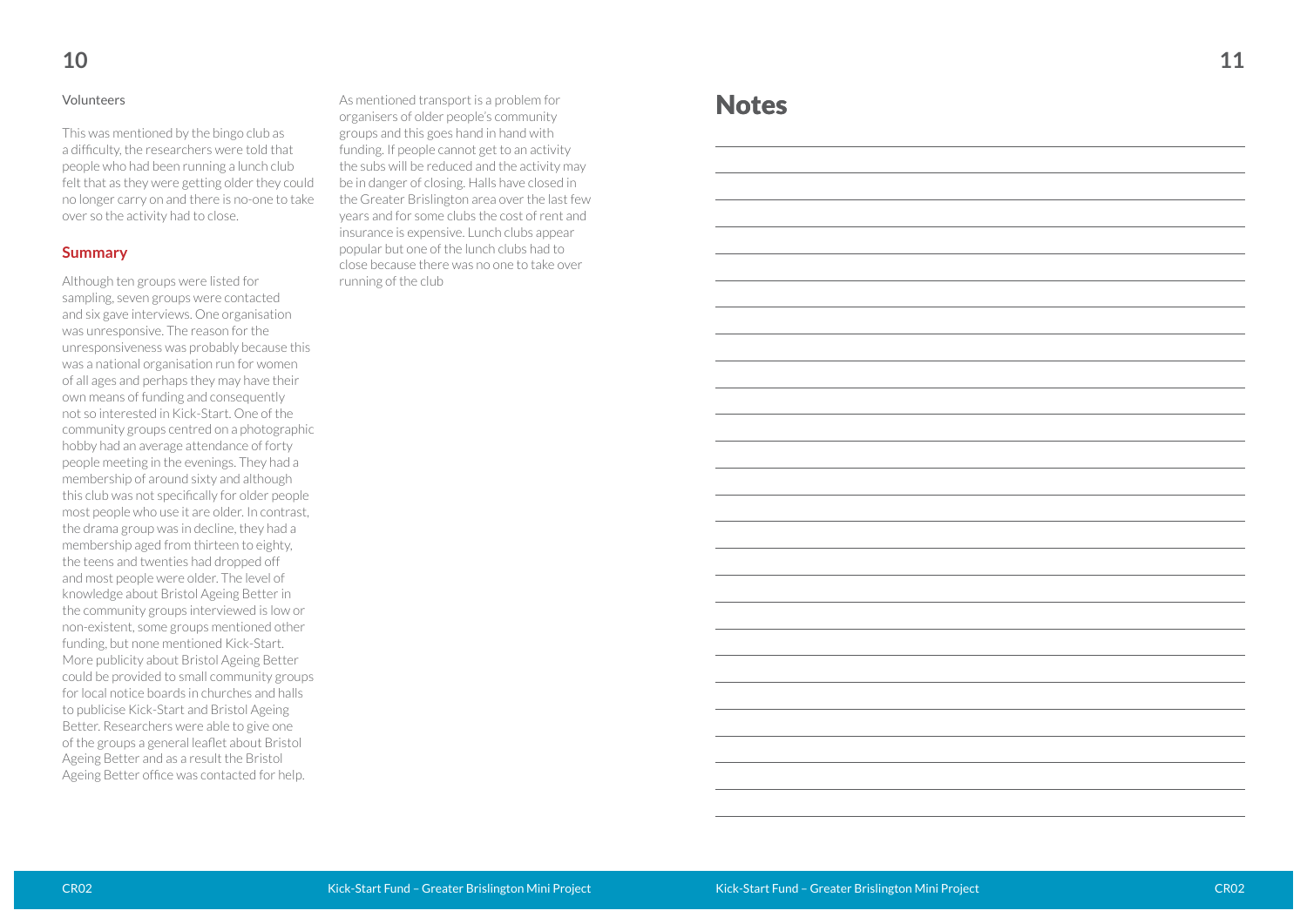### Volunteers

This was mentioned by the bingo club as a difficulty, the researchers were told that people who had been running a lunch club felt that as they were getting older they could no longer carry on and there is no-one to take over so the activity had to close.

## Summary

Although ten groups were listed for sampling, seven groups were contacted and six gave interviews. One organisation was unresponsive. The reason for the unresponsiveness was probably because this was a national organisation run for women of all ages and perhaps they may have their own means of funding and consequently not so interested in Kick-Start. One of the community groups centred on a photographic hobby had an average attendance of forty people meeting in the evenings. They had a membership of around sixty and although this club was not specifically for older people most people who use it are older. In contrast, the drama group was in decline, they had a membership aged from thirteen to eighty, the teens and twenties had dropped off and most people were older. The level of knowledge about Bristol Ageing Better in the community groups interviewed is low or non-existent, some groups mentioned other funding, but none mentioned Kick-Start. More publicity about Bristol Ageing Better could be provided to small community groups for local notice boards in churches and halls to publicise Kick-Start and Bristol Ageing Better. Researchers were able to give one of the groups a general leaflet about Bristol Ageing Better and as a result the Bristol Ageing Better office was contacted for help.

As mentioned transport is a problem for organisers of older people's community groups and this goes hand in hand with funding. If people cannot get to an activity the subs will be reduced and the activity may be in danger of closing. Halls have closed in the Greater Brislington area over the last few years and for some clubs the cost of rent and insurance is expensive. Lunch clubs appear popular but one of the lunch clubs had to close because there was no one to take over running of the club

# Notes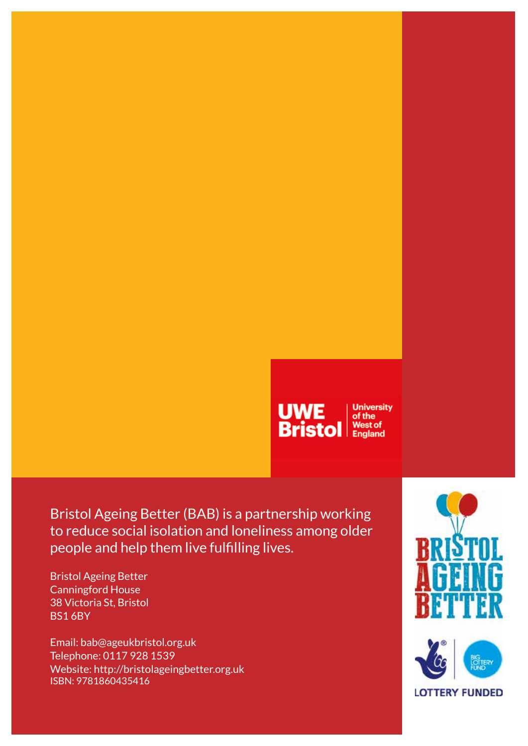UWE Bristol | University of the West of England

Bristol Ageing Better (BAB) is a partnership working to reduce social isolation and loneliness among older people and help them live fulfilling lives.

Bristol Ageing Better
Canningford House
38 Victoria St, Bristol
BS1 6BY

Email: bab@ageukbristol.org.uk
Telephone: 0117 928 1539
Website: http://bristolageingbetter.org.uk
ISBN: 9781860435416

BRISTOL AGEING BETTER

BIG LOTTERY FUND

LOTTERY FUNDED